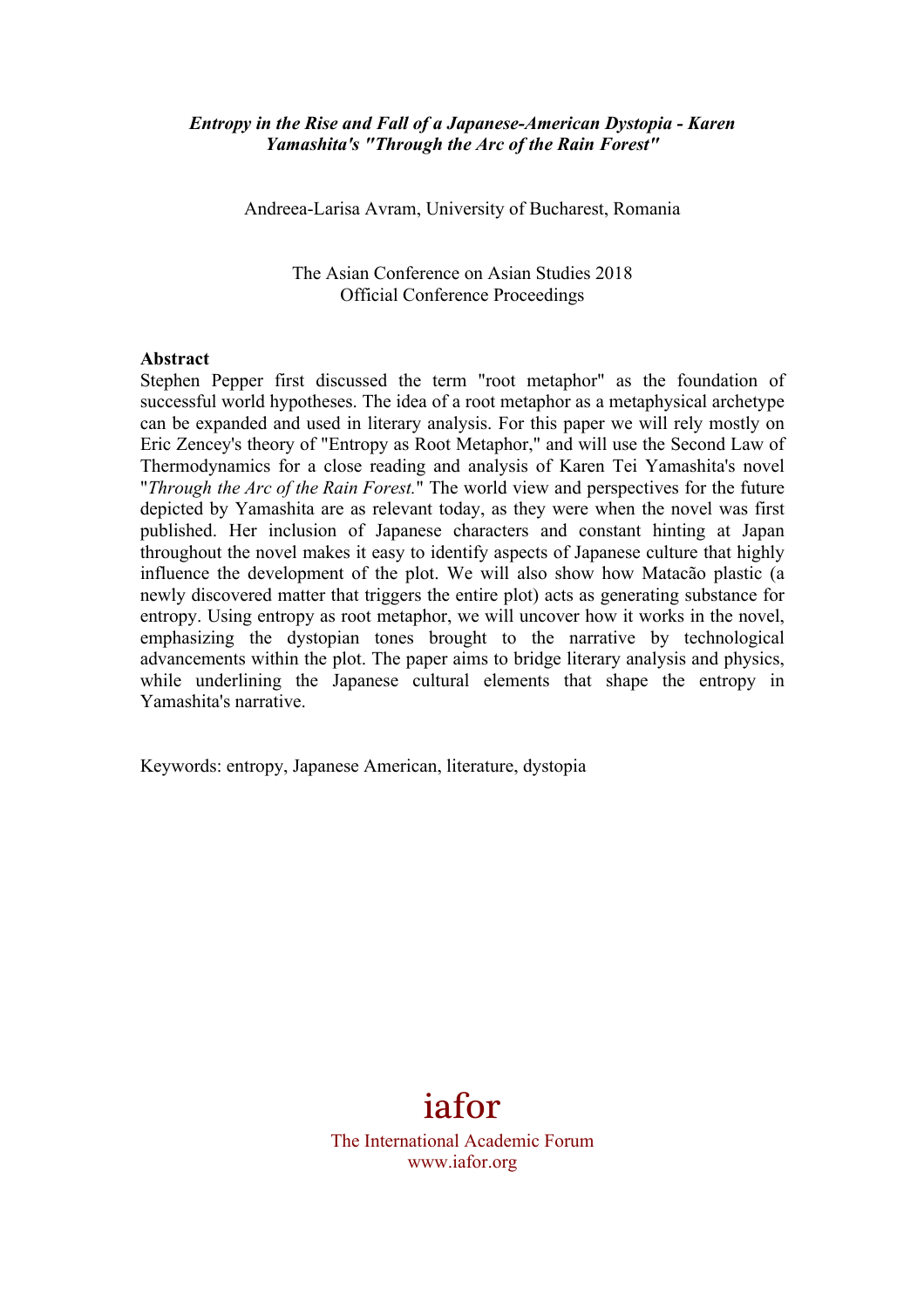***Entropy in the Rise and Fall of a Japanese-American Dystopia - Karen Yamashita's "Through the Arc of the Rain Forest"***

Andreea-Larisa Avram, University of Bucharest, Romania

The Asian Conference on Asian Studies 2018
Official Conference Proceedings

**Abstract**

Stephen Pepper first discussed the term "root metaphor" as the foundation of successful world hypotheses. The idea of a root metaphor as a metaphysical archetype can be expanded and used in literary analysis. For this paper we will rely mostly on Eric Zencey's theory of "Entropy as Root Metaphor," and will use the Second Law of Thermodynamics for a close reading and analysis of Karen Tei Yamashita's novel "*Through the Arc of the Rain Forest.*" The world view and perspectives for the future depicted by Yamashita are as relevant today, as they were when the novel was first published. Her inclusion of Japanese characters and constant hinting at Japan throughout the novel makes it easy to identify aspects of Japanese culture that highly influence the development of the plot. We will also show how Matacão plastic (a newly discovered matter that triggers the entire plot) acts as generating substance for entropy. Using entropy as root metaphor, we will uncover how it works in the novel, emphasizing the dystopian tones brought to the narrative by technological advancements within the plot. The paper aims to bridge literary analysis and physics, while underlining the Japanese cultural elements that shape the entropy in Yamashita's narrative.

Keywords: entropy, Japanese American, literature, dystopia

iafor
The International Academic Forum
www.iafor.org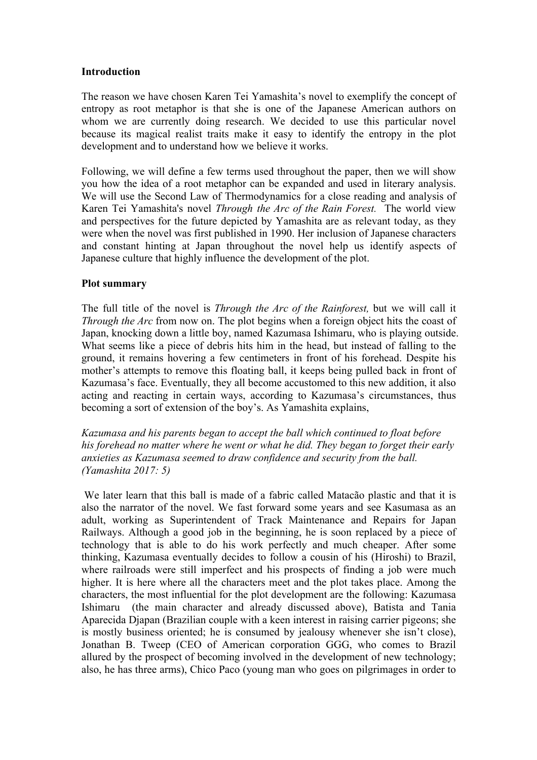**Introduction**

The reason we have chosen Karen Tei Yamashita's novel to exemplify the concept of entropy as root metaphor is that she is one of the Japanese American authors on whom we are currently doing research. We decided to use this particular novel because its magical realist traits make it easy to identify the entropy in the plot development and to understand how we believe it works.

Following, we will define a few terms used throughout the paper, then we will show you how the idea of a root metaphor can be expanded and used in literary analysis. We will use the Second Law of Thermodynamics for a close reading and analysis of Karen Tei Yamashita's novel *Through the Arc of the Rain Forest.* The world view and perspectives for the future depicted by Yamashita are as relevant today, as they were when the novel was first published in 1990. Her inclusion of Japanese characters and constant hinting at Japan throughout the novel help us identify aspects of Japanese culture that highly influence the development of the plot.

**Plot summary**

The full title of the novel is *Through the Arc of the Rainforest,* but we will call it *Through the Arc* from now on. The plot begins when a foreign object hits the coast of Japan, knocking down a little boy, named Kazumasa Ishimaru, who is playing outside. What seems like a piece of debris hits him in the head, but instead of falling to the ground, it remains hovering a few centimeters in front of his forehead. Despite his mother's attempts to remove this floating ball, it keeps being pulled back in front of Kazumasa's face. Eventually, they all become accustomed to this new addition, it also acting and reacting in certain ways, according to Kazumasa's circumstances, thus becoming a sort of extension of the boy's. As Yamashita explains,

*Kazumasa and his parents began to accept the ball which continued to float before his forehead no matter where he went or what he did. They began to forget their early anxieties as Kazumasa seemed to draw confidence and security from the ball. (Yamashita 2017: 5)*

We later learn that this ball is made of a fabric called Matacão plastic and that it is also the narrator of the novel. We fast forward some years and see Kasumasa as an adult, working as Superintendent of Track Maintenance and Repairs for Japan Railways. Although a good job in the beginning, he is soon replaced by a piece of technology that is able to do his work perfectly and much cheaper. After some thinking, Kazumasa eventually decides to follow a cousin of his (Hiroshi) to Brazil, where railroads were still imperfect and his prospects of finding a job were much higher. It is here where all the characters meet and the plot takes place. Among the characters, the most influential for the plot development are the following: Kazumasa Ishimaru (the main character and already discussed above), Batista and Tania Aparecida Djapan (Brazilian couple with a keen interest in raising carrier pigeons; she is mostly business oriented; he is consumed by jealousy whenever she isn't close), Jonathan B. Tweep (CEO of American corporation GGG, who comes to Brazil allured by the prospect of becoming involved in the development of new technology; also, he has three arms), Chico Paco (young man who goes on pilgrimages in order to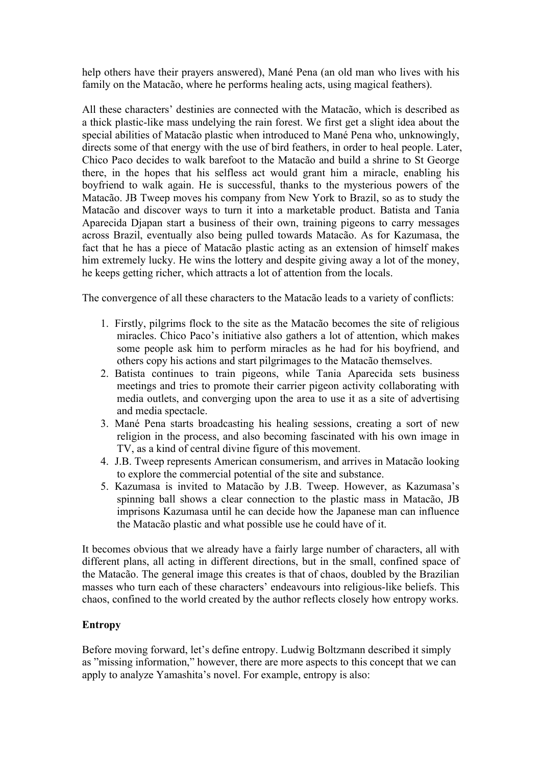help others have their prayers answered), Mané Pena (an old man who lives with his family on the Matacão, where he performs healing acts, using magical feathers).

All these characters' destinies are connected with the Matacão, which is described as a thick plastic-like mass undelying the rain forest. We first get a slight idea about the special abilities of Matacão plastic when introduced to Mané Pena who, unknowingly, directs some of that energy with the use of bird feathers, in order to heal people. Later, Chico Paco decides to walk barefoot to the Matacão and build a shrine to St George there, in the hopes that his selfless act would grant him a miracle, enabling his boyfriend to walk again. He is successful, thanks to the mysterious powers of the Matacão. JB Tweep moves his company from New York to Brazil, so as to study the Matacão and discover ways to turn it into a marketable product. Batista and Tania Aparecida Djapan start a business of their own, training pigeons to carry messages across Brazil, eventually also being pulled towards Matacão. As for Kazumasa, the fact that he has a piece of Matacão plastic acting as an extension of himself makes him extremely lucky. He wins the lottery and despite giving away a lot of the money, he keeps getting richer, which attracts a lot of attention from the locals.

The convergence of all these characters to the Matacão leads to a variety of conflicts:

1. Firstly, pilgrims flock to the site as the Matacão becomes the site of religious miracles. Chico Paco's initiative also gathers a lot of attention, which makes some people ask him to perform miracles as he had for his boyfriend, and others copy his actions and start pilgrimages to the Matacão themselves.
2. Batista continues to train pigeons, while Tania Aparecida sets business meetings and tries to promote their carrier pigeon activity collaborating with media outlets, and converging upon the area to use it as a site of advertising and media spectacle.
3. Mané Pena starts broadcasting his healing sessions, creating a sort of new religion in the process, and also becoming fascinated with his own image in TV, as a kind of central divine figure of this movement.
4. J.B. Tweep represents American consumerism, and arrives in Matacão looking to explore the commercial potential of the site and substance.
5. Kazumasa is invited to Matacão by J.B. Tweep. However, as Kazumasa's spinning ball shows a clear connection to the plastic mass in Matacão, JB imprisons Kazumasa until he can decide how the Japanese man can influence the Matacão plastic and what possible use he could have of it.

It becomes obvious that we already have a fairly large number of characters, all with different plans, all acting in different directions, but in the small, confined space of the Matacão. The general image this creates is that of chaos, doubled by the Brazilian masses who turn each of these characters' endeavours into religious-like beliefs. This chaos, confined to the world created by the author reflects closely how entropy works.

**Entropy**

Before moving forward, let's define entropy. Ludwig Boltzmann described it simply as "missing information," however, there are more aspects to this concept that we can apply to analyze Yamashita's novel. For example, entropy is also: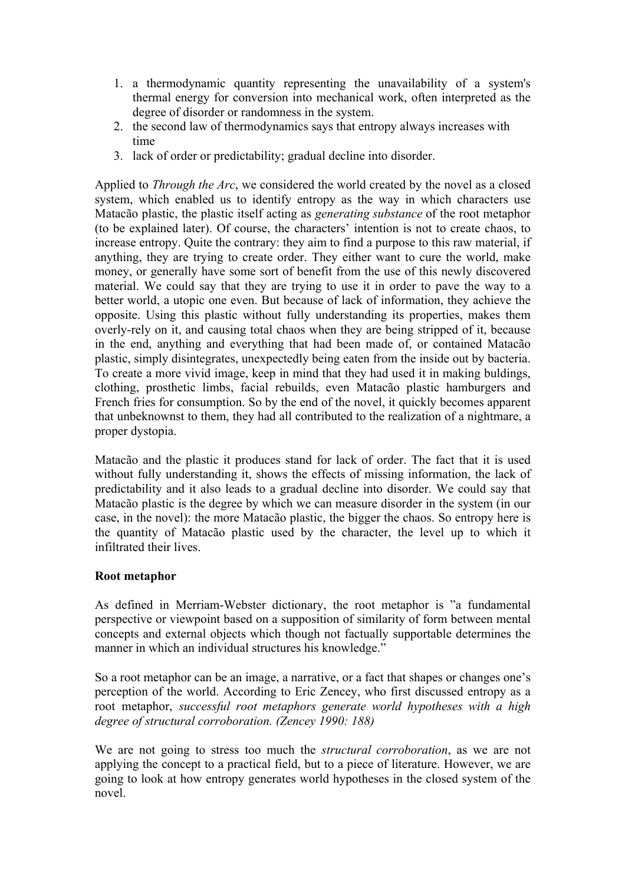1. a thermodynamic quantity representing the unavailability of a system's thermal energy for conversion into mechanical work, often interpreted as the degree of disorder or randomness in the system.
2. the second law of thermodynamics says that entropy always increases with time
3. lack of order or predictability; gradual decline into disorder.

Applied to *Through the Arc*, we considered the world created by the novel as a closed system, which enabled us to identify entropy as the way in which characters use Matacão plastic, the plastic itself acting as *generating substance* of the root metaphor (to be explained later). Of course, the characters' intention is not to create chaos, to increase entropy. Quite the contrary: they aim to find a purpose to this raw material, if anything, they are trying to create order. They either want to cure the world, make money, or generally have some sort of benefit from the use of this newly discovered material. We could say that they are trying to use it in order to pave the way to a better world, a utopic one even. But because of lack of information, they achieve the opposite. Using this plastic without fully understanding its properties, makes them overly-rely on it, and causing total chaos when they are being stripped of it, because in the end, anything and everything that had been made of, or contained Matacão plastic, simply disintegrates, unexpectedly being eaten from the inside out by bacteria. To create a more vivid image, keep in mind that they had used it in making buldings, clothing, prosthetic limbs, facial rebuilds, even Matacão plastic hamburgers and French fries for consumption. So by the end of the novel, it quickly becomes apparent that unbeknownst to them, they had all contributed to the realization of a nightmare, a proper dystopia.

Matacão and the plastic it produces stand for lack of order. The fact that it is used without fully understanding it, shows the effects of missing information, the lack of predictability and it also leads to a gradual decline into disorder. We could say that Matacão plastic is the degree by which we can measure disorder in the system (in our case, in the novel): the more Matacão plastic, the bigger the chaos. So entropy here is the quantity of Matacão plastic used by the character, the level up to which it infiltrated their lives.

**Root metaphor**

As defined in Merriam-Webster dictionary, the root metaphor is "a fundamental perspective or viewpoint based on a supposition of similarity of form between mental concepts and external objects which though not factually supportable determines the manner in which an individual structures his knowledge."

So a root metaphor can be an image, a narrative, or a fact that shapes or changes one's perception of the world. According to Eric Zencey, who first discussed entropy as a root metaphor, *successful root metaphors generate world hypotheses with a high degree of structural corroboration. (Zencey 1990: 188)*

We are not going to stress too much the *structural corroboration*, as we are not applying the concept to a practical field, but to a piece of literature. However, we are going to look at how entropy generates world hypotheses in the closed system of the novel.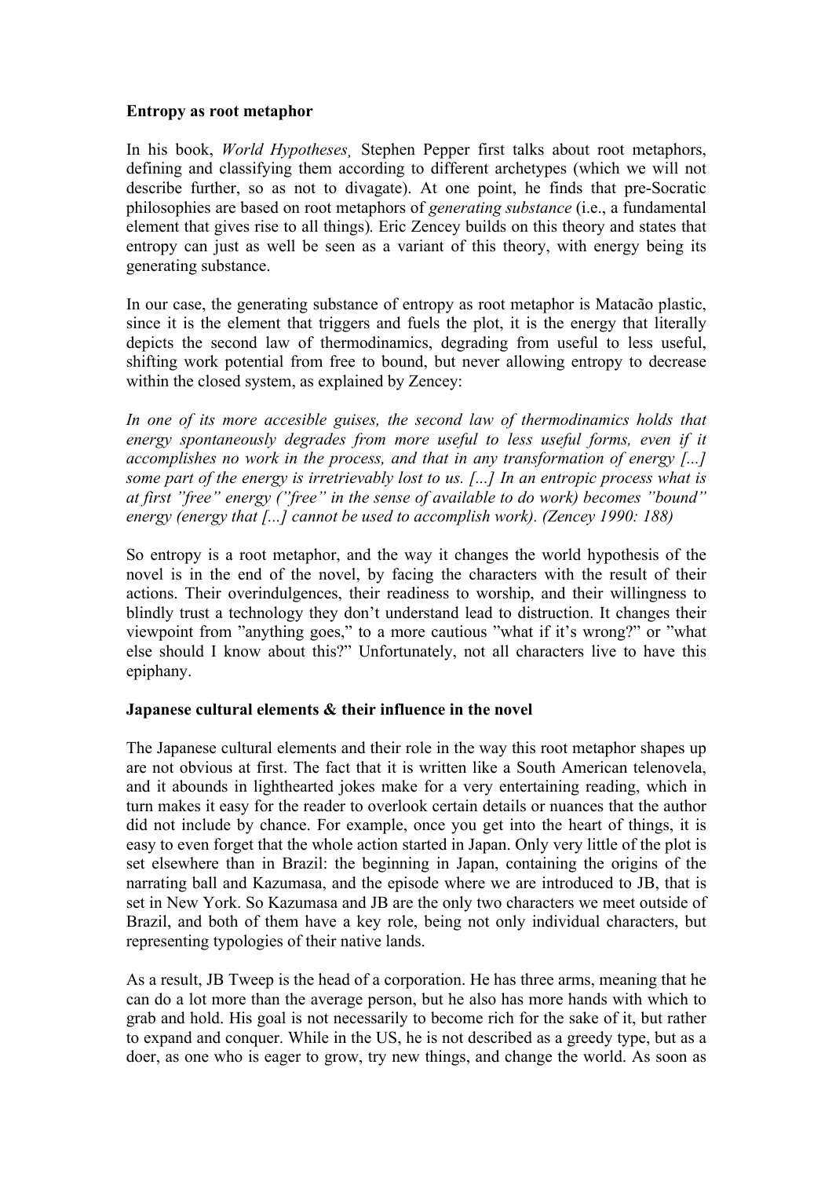**Entropy as root metaphor**

In his book, *World Hypotheses,* Stephen Pepper first talks about root metaphors, defining and classifying them according to different archetypes (which we will not describe further, so as not to divagate). At one point, he finds that pre-Socratic philosophies are based on root metaphors of *generating substance* (i.e., a fundamental element that gives rise to all things)*.* Eric Zencey builds on this theory and states that entropy can just as well be seen as a variant of this theory, with energy being its generating substance.

In our case, the generating substance of entropy as root metaphor is Matacão plastic, since it is the element that triggers and fuels the plot, it is the energy that literally depicts the second law of thermodinamics, degrading from useful to less useful, shifting work potential from free to bound, but never allowing entropy to decrease within the closed system, as explained by Zencey:

*In one of its more accesible guises, the second law of thermodynamics holds that energy spontaneously degrades from more useful to less useful forms, even if it accomplishes no work in the process, and that in any transformation of energy [...] some part of the energy is irretrievably lost to us. [...] In an entropic process what is at first "free" energy ("free" in the sense of available to do work) becomes "bound" energy (energy that [...] cannot be used to accomplish work). (Zencey 1990: 188)*

So entropy is a root metaphor, and the way it changes the world hypothesis of the novel is in the end of the novel, by facing the characters with the result of their actions. Their overindulgences, their readiness to worship, and their willingness to blindly trust a technology they don't understand lead to distruction. It changes their viewpoint from "anything goes," to a more cautious "what if it's wrong?" or "what else should I know about this?" Unfortunately, not all characters live to have this epiphany.

**Japanese cultural elements & their influence in the novel**

The Japanese cultural elements and their role in the way this root metaphor shapes up are not obvious at first. The fact that it is written like a South American telenovela, and it abounds in lighthearted jokes make for a very entertaining reading, which in turn makes it easy for the reader to overlook certain details or nuances that the author did not include by chance. For example, once you get into the heart of things, it is easy to even forget that the whole action started in Japan. Only very little of the plot is set elsewhere than in Brazil: the beginning in Japan, containing the origins of the narrating ball and Kazumasa, and the episode where we are introduced to JB, that is set in New York. So Kazumasa and JB are the only two characters we meet outside of Brazil, and both of them have a key role, being not only individual characters, but representing typologies of their native lands.

As a result, JB Tweep is the head of a corporation. He has three arms, meaning that he can do a lot more than the average person, but he also has more hands with which to grab and hold. His goal is not necessarily to become rich for the sake of it, but rather to expand and conquer. While in the US, he is not described as a greedy type, but as a doer, as one who is eager to grow, try new things, and change the world. As soon as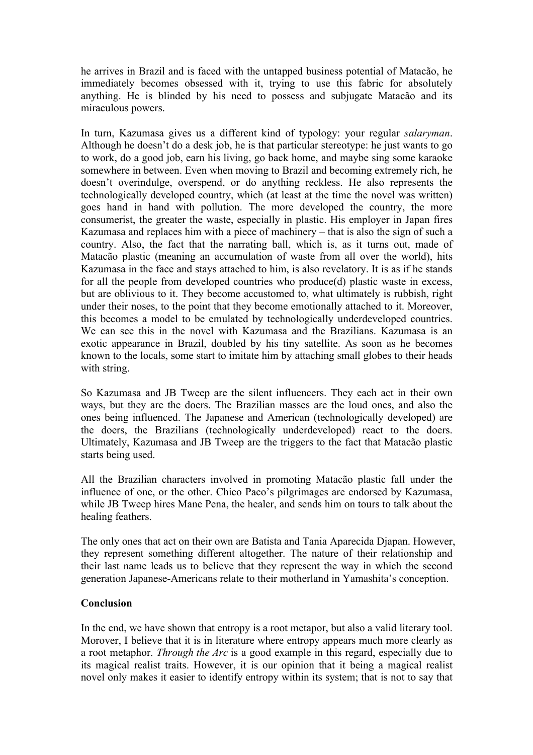he arrives in Brazil and is faced with the untapped business potential of Matacão, he immediately becomes obsessed with it, trying to use this fabric for absolutely anything. He is blinded by his need to possess and subjugate Matacão and its miraculous powers.

In turn, Kazumasa gives us a different kind of typology: your regular *salaryman*. Although he doesn't do a desk job, he is that particular stereotype: he just wants to go to work, do a good job, earn his living, go back home, and maybe sing some karaoke somewhere in between. Even when moving to Brazil and becoming extremely rich, he doesn't overindulge, overspend, or do anything reckless. He also represents the technologically developed country, which (at least at the time the novel was written) goes hand in hand with pollution. The more developed the country, the more consumerist, the greater the waste, especially in plastic. His employer in Japan fires Kazumasa and replaces him with a piece of machinery – that is also the sign of such a country. Also, the fact that the narrating ball, which is, as it turns out, made of Matacão plastic (meaning an accumulation of waste from all over the world), hits Kazumasa in the face and stays attached to him, is also revelatory. It is as if he stands for all the people from developed countries who produce(d) plastic waste in excess, but are oblivious to it. They become accustomed to, what ultimately is rubbish, right under their noses, to the point that they become emotionally attached to it. Moreover, this becomes a model to be emulated by technologically underdeveloped countries. We can see this in the novel with Kazumasa and the Brazilians. Kazumasa is an exotic appearance in Brazil, doubled by his tiny satellite. As soon as he becomes known to the locals, some start to imitate him by attaching small globes to their heads with string.

So Kazumasa and JB Tweep are the silent influencers. They each act in their own ways, but they are the doers. The Brazilian masses are the loud ones, and also the ones being influenced. The Japanese and American (technologically developed) are the doers, the Brazilians (technologically underdeveloped) react to the doers. Ultimately, Kazumasa and JB Tweep are the triggers to the fact that Matacão plastic starts being used.

All the Brazilian characters involved in promoting Matacão plastic fall under the influence of one, or the other. Chico Paco's pilgrimages are endorsed by Kazumasa, while JB Tweep hires Mane Pena, the healer, and sends him on tours to talk about the healing feathers.

The only ones that act on their own are Batista and Tania Aparecida Djapan. However, they represent something different altogether. The nature of their relationship and their last name leads us to believe that they represent the way in which the second generation Japanese-Americans relate to their motherland in Yamashita's conception.

**Conclusion**

In the end, we have shown that entropy is a root metapor, but also a valid literary tool. Morover, I believe that it is in literature where entropy appears much more clearly as a root metaphor. *Through the Arc* is a good example in this regard, especially due to its magical realist traits. However, it is our opinion that it being a magical realist novel only makes it easier to identify entropy within its system; that is not to say that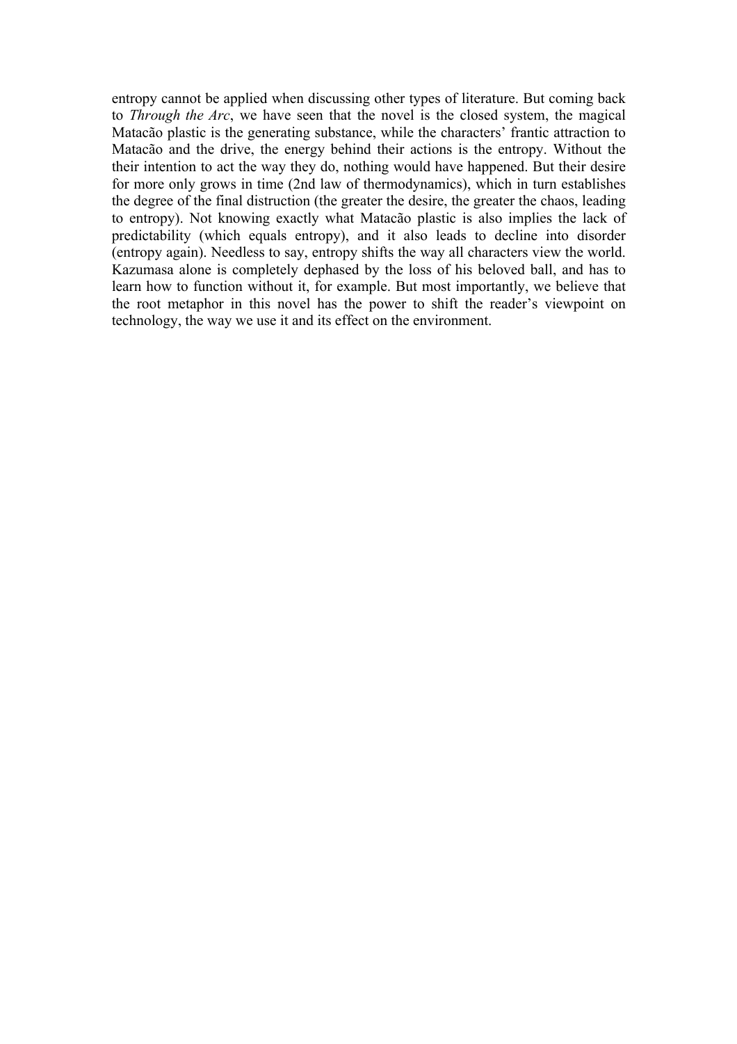entropy cannot be applied when discussing other types of literature. But coming back to *Through the Arc*, we have seen that the novel is the closed system, the magical Matacão plastic is the generating substance, while the characters' frantic attraction to Matacão and the drive, the energy behind their actions is the entropy. Without the their intention to act the way they do, nothing would have happened. But their desire for more only grows in time (2nd law of thermodynamics), which in turn establishes the degree of the final distruction (the greater the desire, the greater the chaos, leading to entropy). Not knowing exactly what Matacão plastic is also implies the lack of predictability (which equals entropy), and it also leads to decline into disorder (entropy again). Needless to say, entropy shifts the way all characters view the world. Kazumasa alone is completely dephased by the loss of his beloved ball, and has to learn how to function without it, for example. But most importantly, we believe that the root metaphor in this novel has the power to shift the reader's viewpoint on technology, the way we use it and its effect on the environment.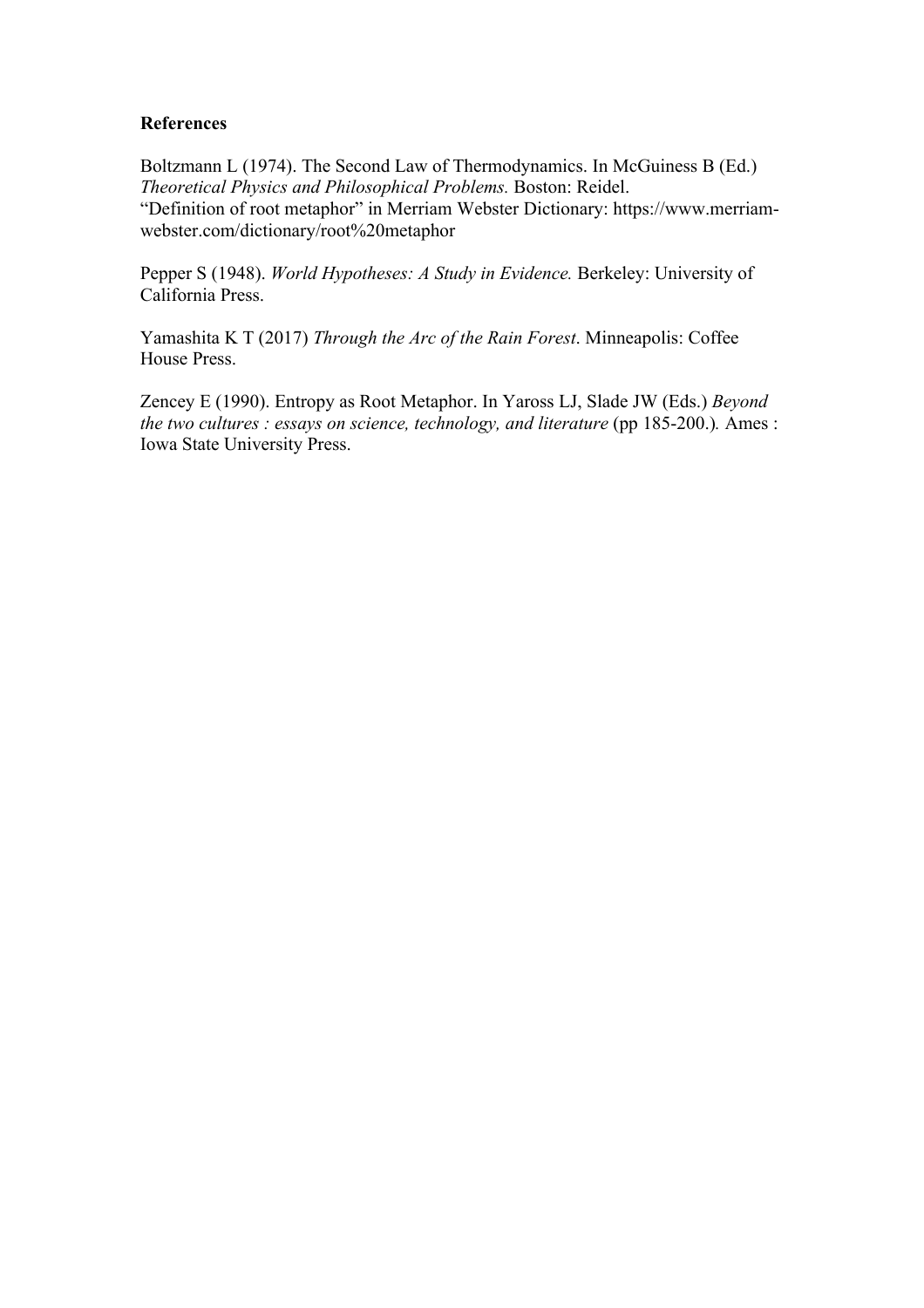**References**

Boltzmann L (1974). The Second Law of Thermodynamics. In McGuiness B (Ed.) *Theoretical Physics and Philosophical Problems.* Boston: Reidel.
"Definition of root metaphor" in Merriam Webster Dictionary: https://www.merriam-webster.com/dictionary/root%20metaphor

Pepper S (1948). *World Hypotheses: A Study in Evidence.* Berkeley: University of California Press.

Yamashita K T (2017) *Through the Arc of the Rain Forest*. Minneapolis: Coffee House Press.

Zencey E (1990). Entropy as Root Metaphor. In Yaross LJ, Slade JW (Eds.) *Beyond the two cultures : essays on science, technology, and literature* (pp 185-200.)*.* Ames : Iowa State University Press.